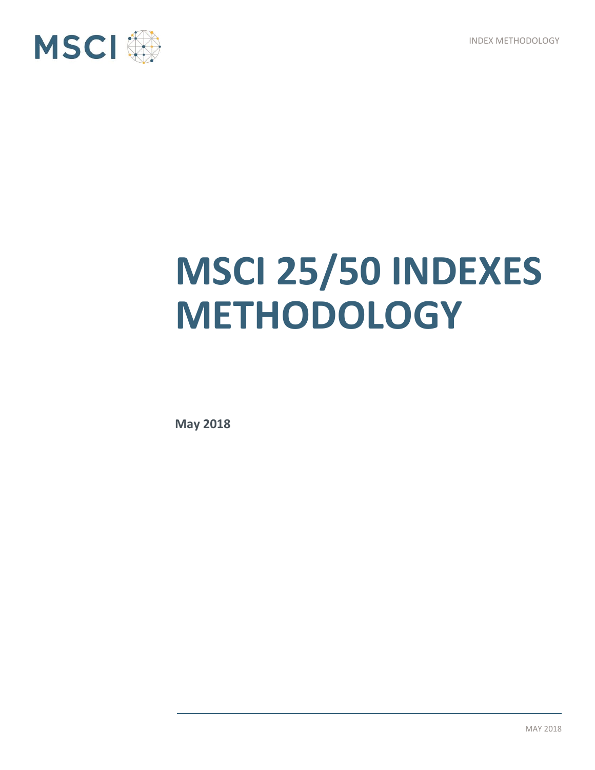# MSCI 25/50 INDEXES METHODOLOGY

**May 2018**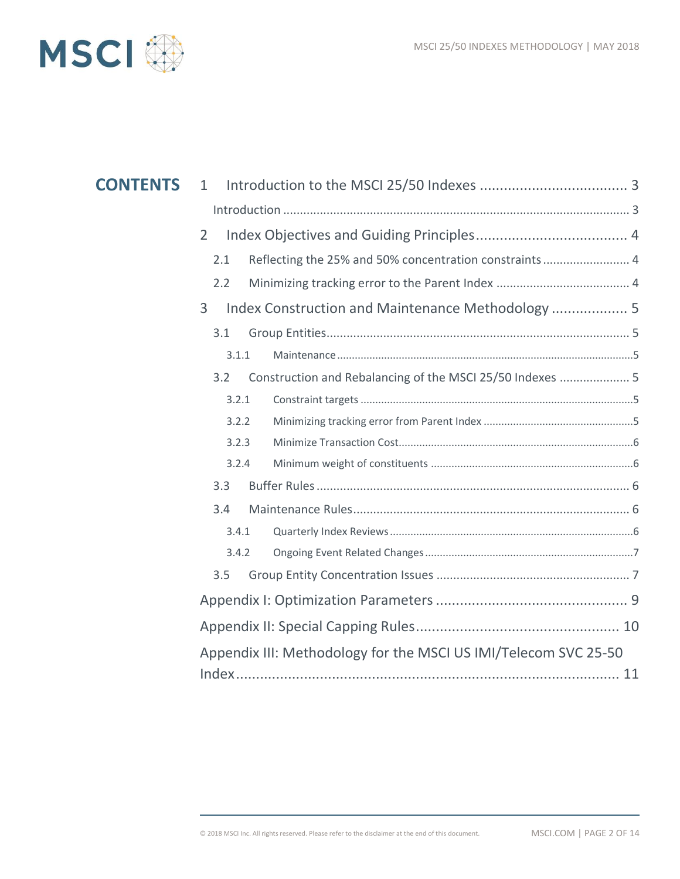# CONTENTS

1 Introduction to the MSCI 25/50 Indexes ..................................... 3

Introduction ........................................................................................................ 3

2 Index Objectives and Guiding Principles...................................... 4

2.1 Reflecting the 25% and 50% concentration constraints .......................... 4

2.2 Minimizing tracking error to the Parent Index ....................................... 4

3 Index Construction and Maintenance Methodology ................... 5

3.1 Group Entities.......................................................................................... 5

3.1.1 Maintenance ....................................................................................................5

3.2 Construction and Rebalancing of the MSCI 25/50 Indexes .................... 5

3.2.1 Constraint targets ............................................................................................5

3.2.2 Minimizing tracking error from Parent Index ...................................................5

3.2.3 Minimize Transaction Cost................................................................................6

3.2.4 Minimum weight of constituents .....................................................................6

3.3 Buffer Rules ............................................................................................. 6

3.4 Maintenance Rules................................................................................... 6

3.4.1 Quarterly Index Reviews...................................................................................6

3.4.2 Ongoing Event Related Changes .......................................................................7

3.5 Group Entity Concentration Issues ......................................................... 7

Appendix I: Optimization Parameters ................................................ 9

Appendix II: Special Capping Rules.................................................. 10

Appendix III: Methodology for the MSCI US IMI/Telecom SVC 25-50 Index..................................................................................... 11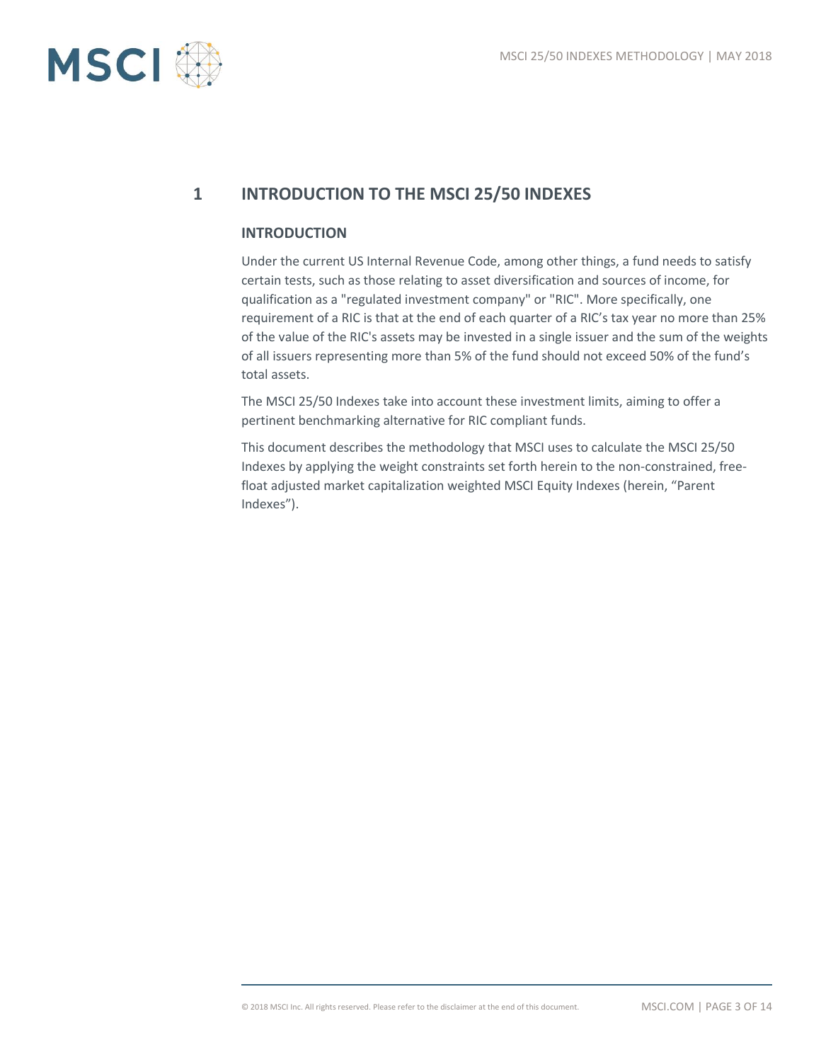# 1 INTRODUCTION TO THE MSCI 25/50 INDEXES

## INTRODUCTION

Under the current US Internal Revenue Code, among other things, a fund needs to satisfy certain tests, such as those relating to asset diversification and sources of income, for qualification as a "regulated investment company" or "RIC". More specifically, one requirement of a RIC is that at the end of each quarter of a RIC's tax year no more than 25% of the value of the RIC's assets may be invested in a single issuer and the sum of the weights of all issuers representing more than 5% of the fund should not exceed 50% of the fund's total assets.

The MSCI 25/50 Indexes take into account these investment limits, aiming to offer a pertinent benchmarking alternative for RIC compliant funds.

This document describes the methodology that MSCI uses to calculate the MSCI 25/50 Indexes by applying the weight constraints set forth herein to the non-constrained, free-float adjusted market capitalization weighted MSCI Equity Indexes (herein, "Parent Indexes").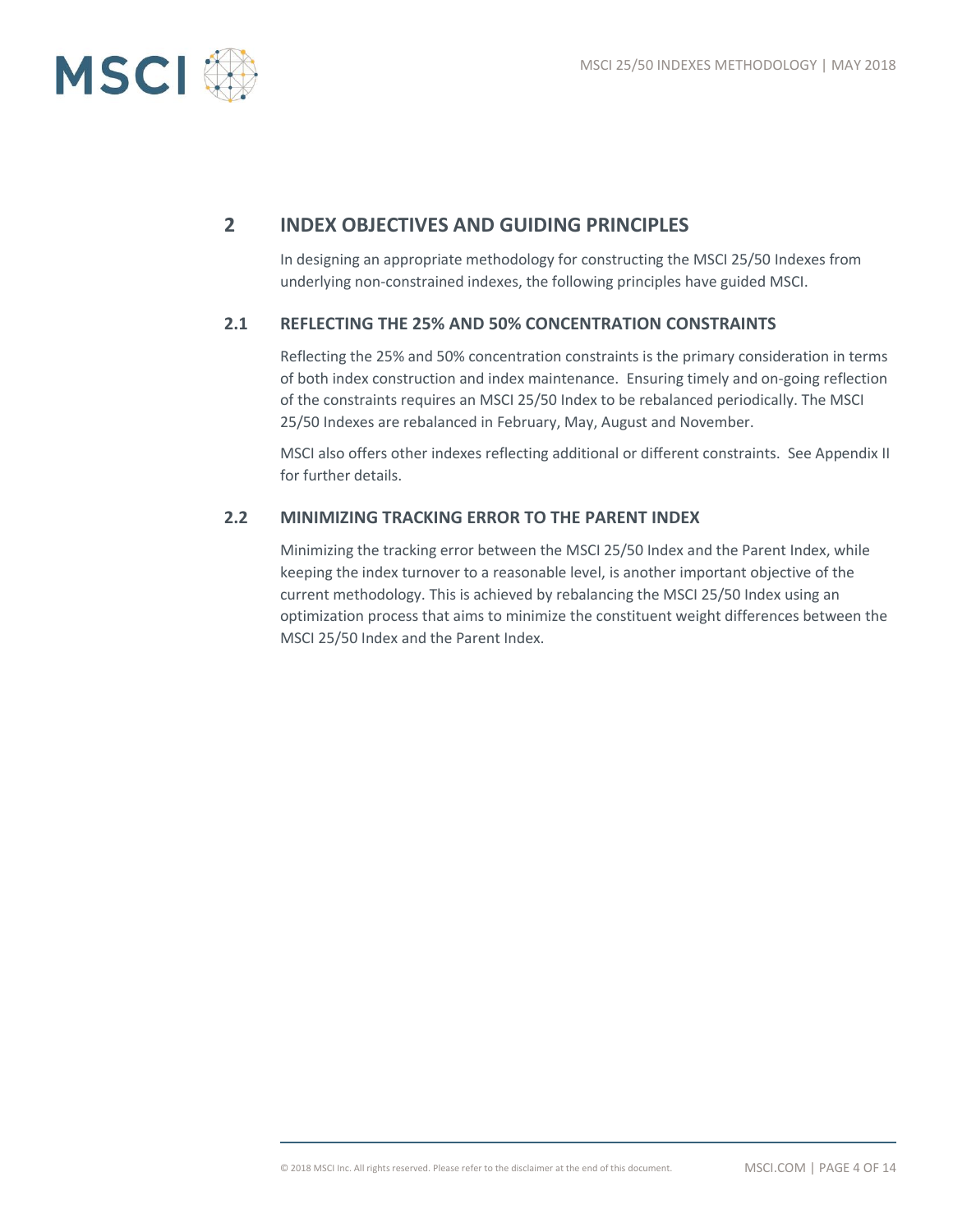## 2 INDEX OBJECTIVES AND GUIDING PRINCIPLES

In designing an appropriate methodology for constructing the MSCI 25/50 Indexes from underlying non-constrained indexes, the following principles have guided MSCI.

### 2.1 REFLECTING THE 25% AND 50% CONCENTRATION CONSTRAINTS

Reflecting the 25% and 50% concentration constraints is the primary consideration in terms of both index construction and index maintenance. Ensuring timely and on-going reflection of the constraints requires an MSCI 25/50 Index to be rebalanced periodically. The MSCI 25/50 Indexes are rebalanced in February, May, August and November.

MSCI also offers other indexes reflecting additional or different constraints. See Appendix II for further details.

### 2.2 MINIMIZING TRACKING ERROR TO THE PARENT INDEX

Minimizing the tracking error between the MSCI 25/50 Index and the Parent Index, while keeping the index turnover to a reasonable level, is another important objective of the current methodology. This is achieved by rebalancing the MSCI 25/50 Index using an optimization process that aims to minimize the constituent weight differences between the MSCI 25/50 Index and the Parent Index.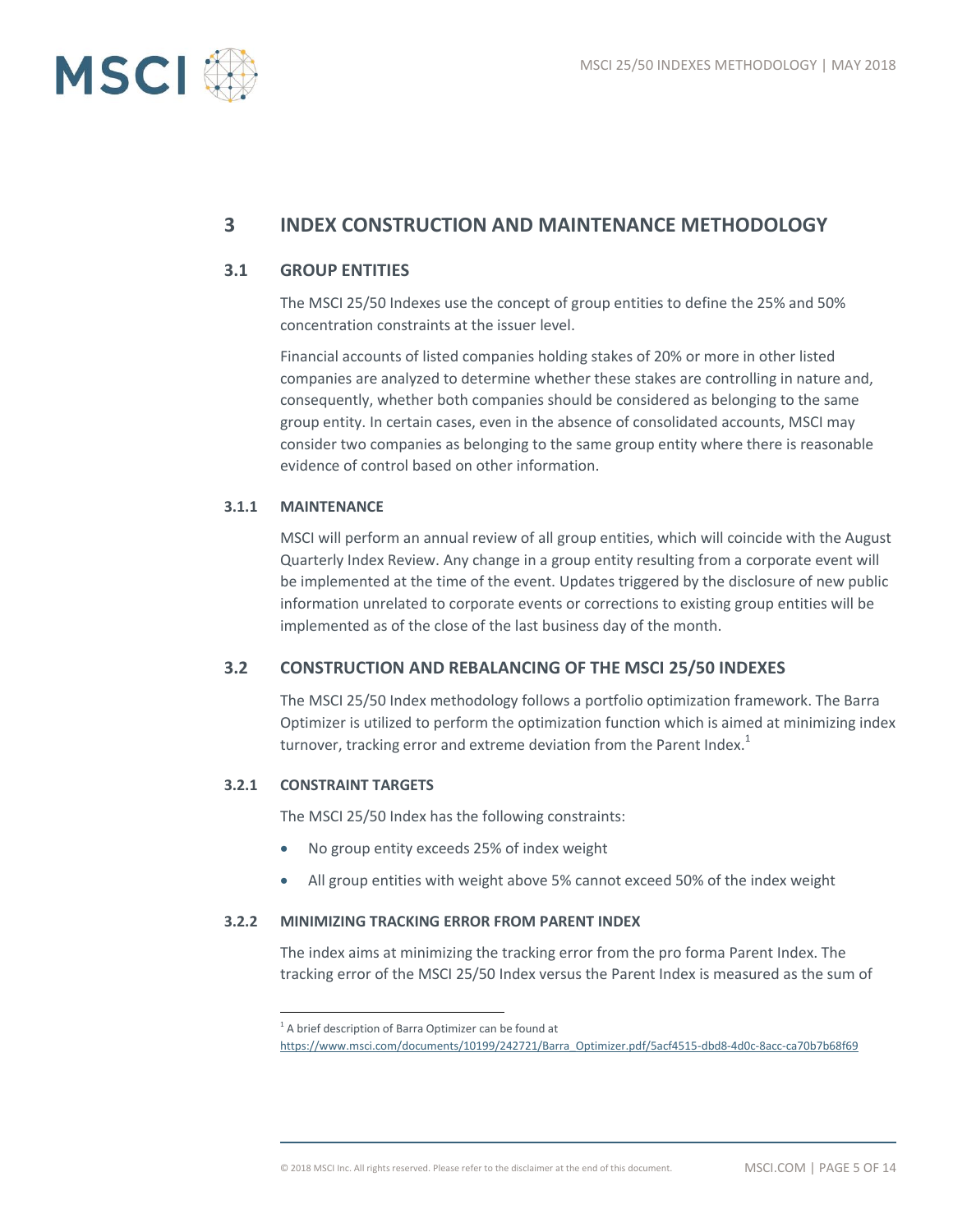## 3 INDEX CONSTRUCTION AND MAINTENANCE METHODOLOGY

### 3.1 GROUP ENTITIES

The MSCI 25/50 Indexes use the concept of group entities to define the 25% and 50% concentration constraints at the issuer level.

Financial accounts of listed companies holding stakes of 20% or more in other listed companies are analyzed to determine whether these stakes are controlling in nature and, consequently, whether both companies should be considered as belonging to the same group entity. In certain cases, even in the absence of consolidated accounts, MSCI may consider two companies as belonging to the same group entity where there is reasonable evidence of control based on other information.

#### 3.1.1 MAINTENANCE

MSCI will perform an annual review of all group entities, which will coincide with the August Quarterly Index Review. Any change in a group entity resulting from a corporate event will be implemented at the time of the event. Updates triggered by the disclosure of new public information unrelated to corporate events or corrections to existing group entities will be implemented as of the close of the last business day of the month.

### 3.2 CONSTRUCTION AND REBALANCING OF THE MSCI 25/50 INDEXES

The MSCI 25/50 Index methodology follows a portfolio optimization framework. The Barra Optimizer is utilized to perform the optimization function which is aimed at minimizing index turnover, tracking error and extreme deviation from the Parent Index.[1]

#### 3.2.1 CONSTRAINT TARGETS

The MSCI 25/50 Index has the following constraints:

- No group entity exceeds 25% of index weight
- All group entities with weight above 5% cannot exceed 50% of the index weight

#### 3.2.2 MINIMIZING TRACKING ERROR FROM PARENT INDEX

The index aims at minimizing the tracking error from the pro forma Parent Index. The tracking error of the MSCI 25/50 Index versus the Parent Index is measured as the sum of

[1] A brief description of Barra Optimizer can be found at https://www.msci.com/documents/10199/242721/Barra_Optimizer.pdf/5acf4515-dbd8-4d0c-8acc-ca70b7b68f69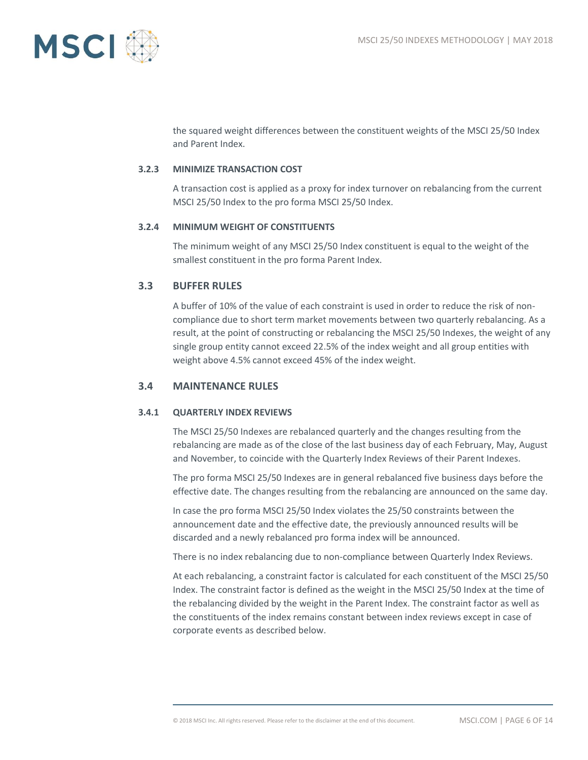the squared weight differences between the constituent weights of the MSCI 25/50 Index and Parent Index.

#### 3.2.3 MINIMIZE TRANSACTION COST

A transaction cost is applied as a proxy for index turnover on rebalancing from the current MSCI 25/50 Index to the pro forma MSCI 25/50 Index.

#### 3.2.4 MINIMUM WEIGHT OF CONSTITUENTS

The minimum weight of any MSCI 25/50 Index constituent is equal to the weight of the smallest constituent in the pro forma Parent Index.

### 3.3 BUFFER RULES

A buffer of 10% of the value of each constraint is used in order to reduce the risk of non-compliance due to short term market movements between two quarterly rebalancing. As a result, at the point of constructing or rebalancing the MSCI 25/50 Indexes, the weight of any single group entity cannot exceed 22.5% of the index weight and all group entities with weight above 4.5% cannot exceed 45% of the index weight.

### 3.4 MAINTENANCE RULES

#### 3.4.1 QUARTERLY INDEX REVIEWS

The MSCI 25/50 Indexes are rebalanced quarterly and the changes resulting from the rebalancing are made as of the close of the last business day of each February, May, August and November, to coincide with the Quarterly Index Reviews of their Parent Indexes.

The pro forma MSCI 25/50 Indexes are in general rebalanced five business days before the effective date. The changes resulting from the rebalancing are announced on the same day.

In case the pro forma MSCI 25/50 Index violates the 25/50 constraints between the announcement date and the effective date, the previously announced results will be discarded and a newly rebalanced pro forma index will be announced.

There is no index rebalancing due to non-compliance between Quarterly Index Reviews.

At each rebalancing, a constraint factor is calculated for each constituent of the MSCI 25/50 Index. The constraint factor is defined as the weight in the MSCI 25/50 Index at the time of the rebalancing divided by the weight in the Parent Index. The constraint factor as well as the constituents of the index remains constant between index reviews except in case of corporate events as described below.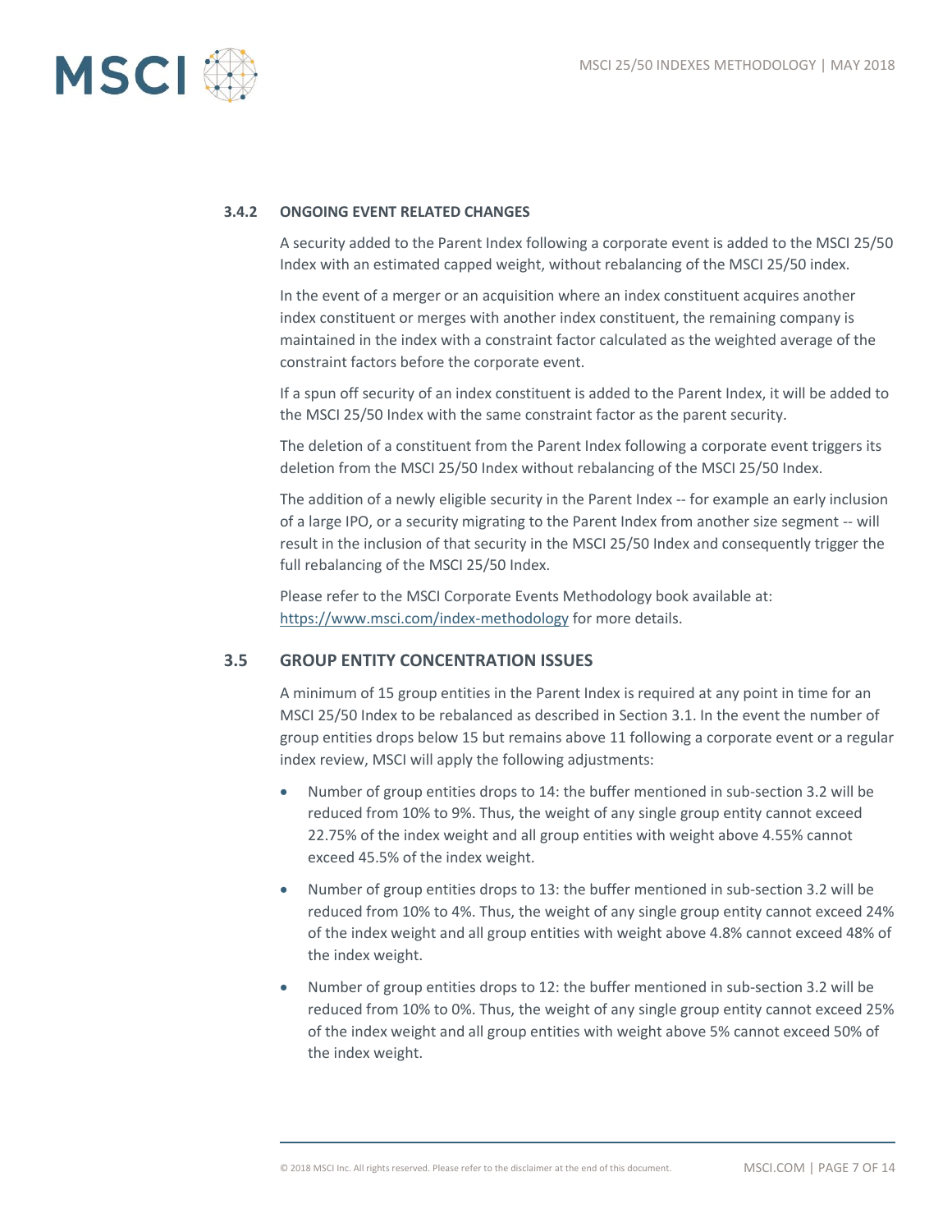### 3.4.2 ONGOING EVENT RELATED CHANGES

A security added to the Parent Index following a corporate event is added to the MSCI 25/50 Index with an estimated capped weight, without rebalancing of the MSCI 25/50 index.

In the event of a merger or an acquisition where an index constituent acquires another index constituent or merges with another index constituent, the remaining company is maintained in the index with a constraint factor calculated as the weighted average of the constraint factors before the corporate event.

If a spun off security of an index constituent is added to the Parent Index, it will be added to the MSCI 25/50 Index with the same constraint factor as the parent security.

The deletion of a constituent from the Parent Index following a corporate event triggers its deletion from the MSCI 25/50 Index without rebalancing of the MSCI 25/50 Index.

The addition of a newly eligible security in the Parent Index -- for example an early inclusion of a large IPO, or a security migrating to the Parent Index from another size segment -- will result in the inclusion of that security in the MSCI 25/50 Index and consequently trigger the full rebalancing of the MSCI 25/50 Index.

Please refer to the MSCI Corporate Events Methodology book available at: https://www.msci.com/index-methodology for more details.

## 3.5 GROUP ENTITY CONCENTRATION ISSUES

A minimum of 15 group entities in the Parent Index is required at any point in time for an MSCI 25/50 Index to be rebalanced as described in Section 3.1. In the event the number of group entities drops below 15 but remains above 11 following a corporate event or a regular index review, MSCI will apply the following adjustments:

- Number of group entities drops to 14: the buffer mentioned in sub-section 3.2 will be reduced from 10% to 9%. Thus, the weight of any single group entity cannot exceed 22.75% of the index weight and all group entities with weight above 4.55% cannot exceed 45.5% of the index weight.
- Number of group entities drops to 13: the buffer mentioned in sub-section 3.2 will be reduced from 10% to 4%. Thus, the weight of any single group entity cannot exceed 24% of the index weight and all group entities with weight above 4.8% cannot exceed 48% of the index weight.
- Number of group entities drops to 12: the buffer mentioned in sub-section 3.2 will be reduced from 10% to 0%. Thus, the weight of any single group entity cannot exceed 25% of the index weight and all group entities with weight above 5% cannot exceed 50% of the index weight.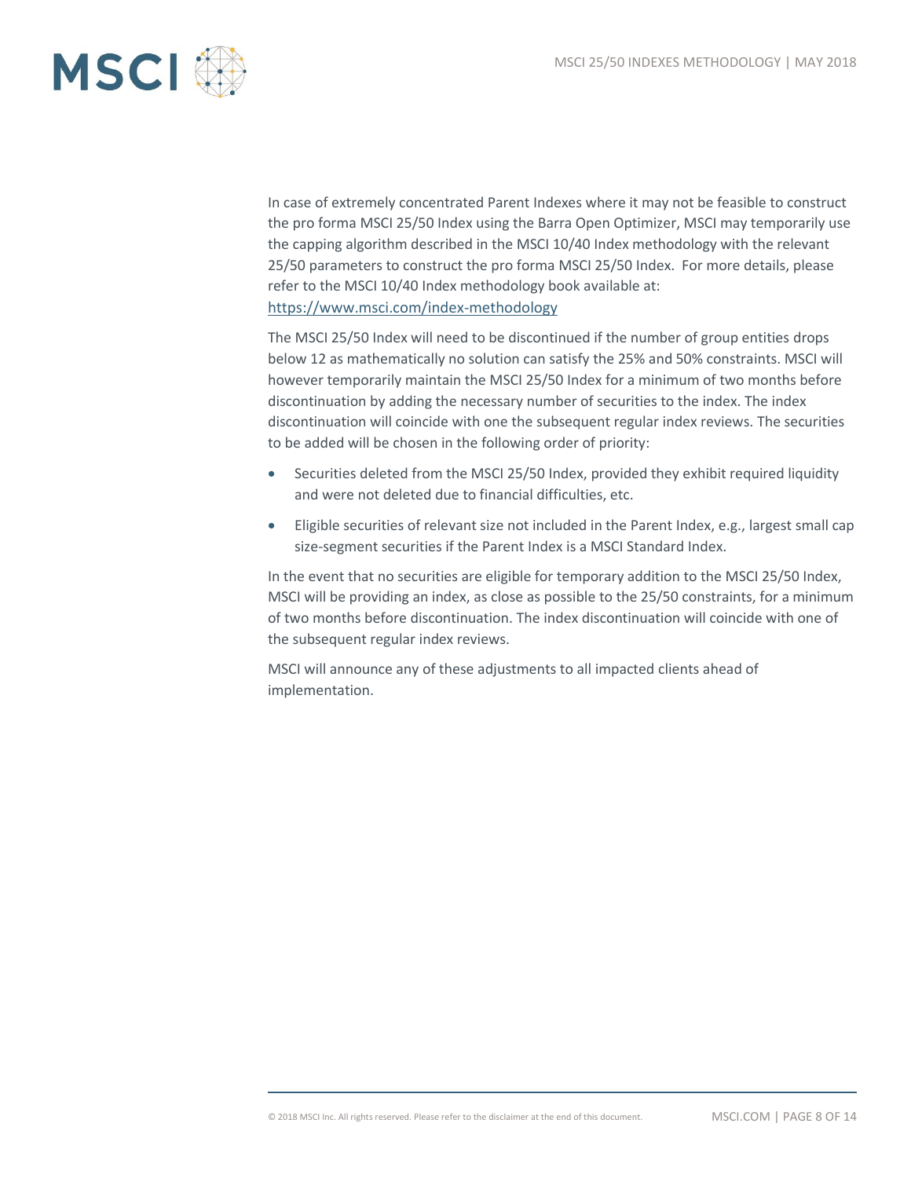In case of extremely concentrated Parent Indexes where it may not be feasible to construct the pro forma MSCI 25/50 Index using the Barra Open Optimizer, MSCI may temporarily use the capping algorithm described in the MSCI 10/40 Index methodology with the relevant 25/50 parameters to construct the pro forma MSCI 25/50 Index. For more details, please refer to the MSCI 10/40 Index methodology book available at: https://www.msci.com/index-methodology

The MSCI 25/50 Index will need to be discontinued if the number of group entities drops below 12 as mathematically no solution can satisfy the 25% and 50% constraints. MSCI will however temporarily maintain the MSCI 25/50 Index for a minimum of two months before discontinuation by adding the necessary number of securities to the index. The index discontinuation will coincide with one the subsequent regular index reviews. The securities to be added will be chosen in the following order of priority:

- Securities deleted from the MSCI 25/50 Index, provided they exhibit required liquidity and were not deleted due to financial difficulties, etc.
- Eligible securities of relevant size not included in the Parent Index, e.g., largest small cap size-segment securities if the Parent Index is a MSCI Standard Index.

In the event that no securities are eligible for temporary addition to the MSCI 25/50 Index, MSCI will be providing an index, as close as possible to the 25/50 constraints, for a minimum of two months before discontinuation. The index discontinuation will coincide with one of the subsequent regular index reviews.

MSCI will announce any of these adjustments to all impacted clients ahead of implementation.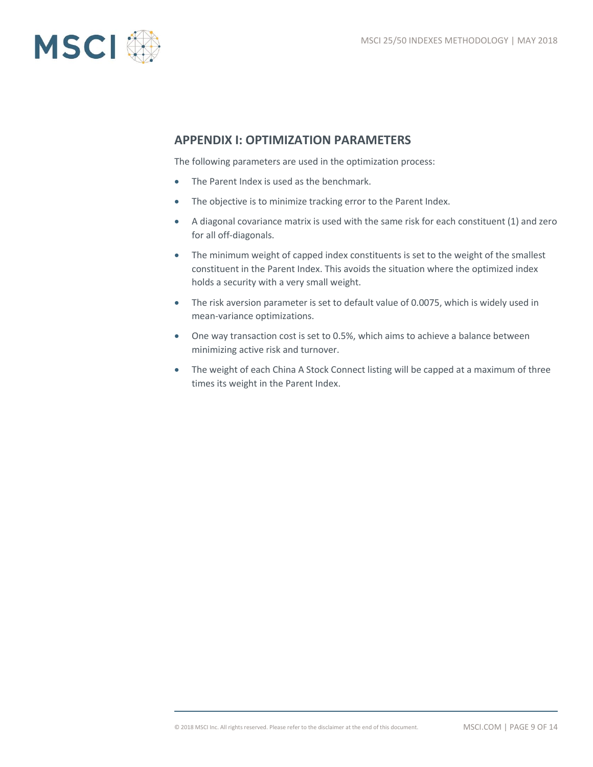## APPENDIX I: OPTIMIZATION PARAMETERS

The following parameters are used in the optimization process:

- The Parent Index is used as the benchmark.
- The objective is to minimize tracking error to the Parent Index.
- A diagonal covariance matrix is used with the same risk for each constituent (1) and zero for all off-diagonals.
- The minimum weight of capped index constituents is set to the weight of the smallest constituent in the Parent Index. This avoids the situation where the optimized index holds a security with a very small weight.
- The risk aversion parameter is set to default value of 0.0075, which is widely used in mean-variance optimizations.
- One way transaction cost is set to 0.5%, which aims to achieve a balance between minimizing active risk and turnover.
- The weight of each China A Stock Connect listing will be capped at a maximum of three times its weight in the Parent Index.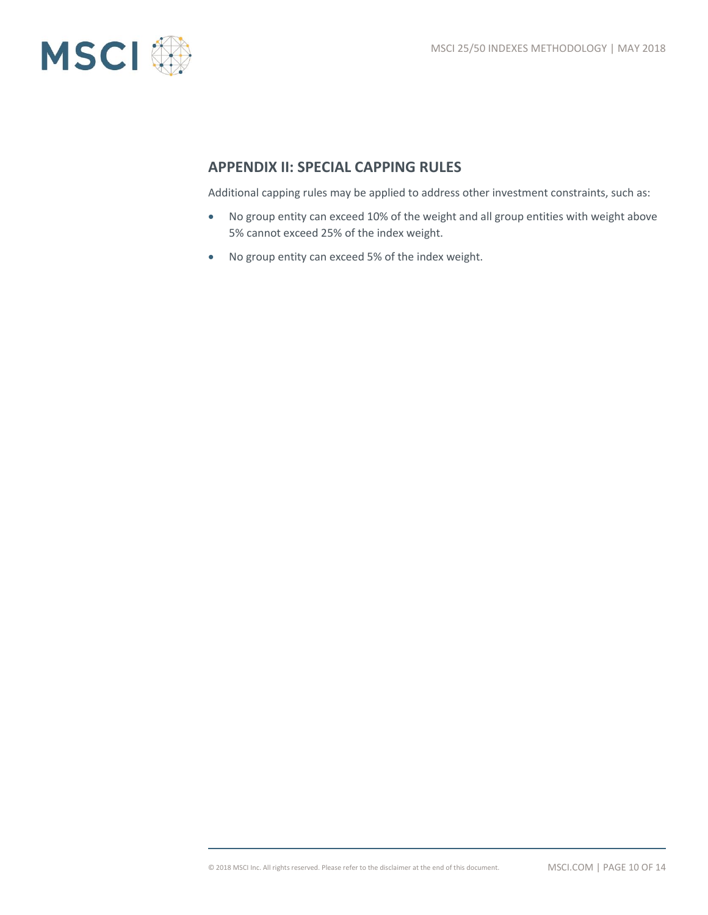## APPENDIX II: SPECIAL CAPPING RULES

Additional capping rules may be applied to address other investment constraints, such as:

- No group entity can exceed 10% of the weight and all group entities with weight above 5% cannot exceed 25% of the index weight.
- No group entity can exceed 5% of the index weight.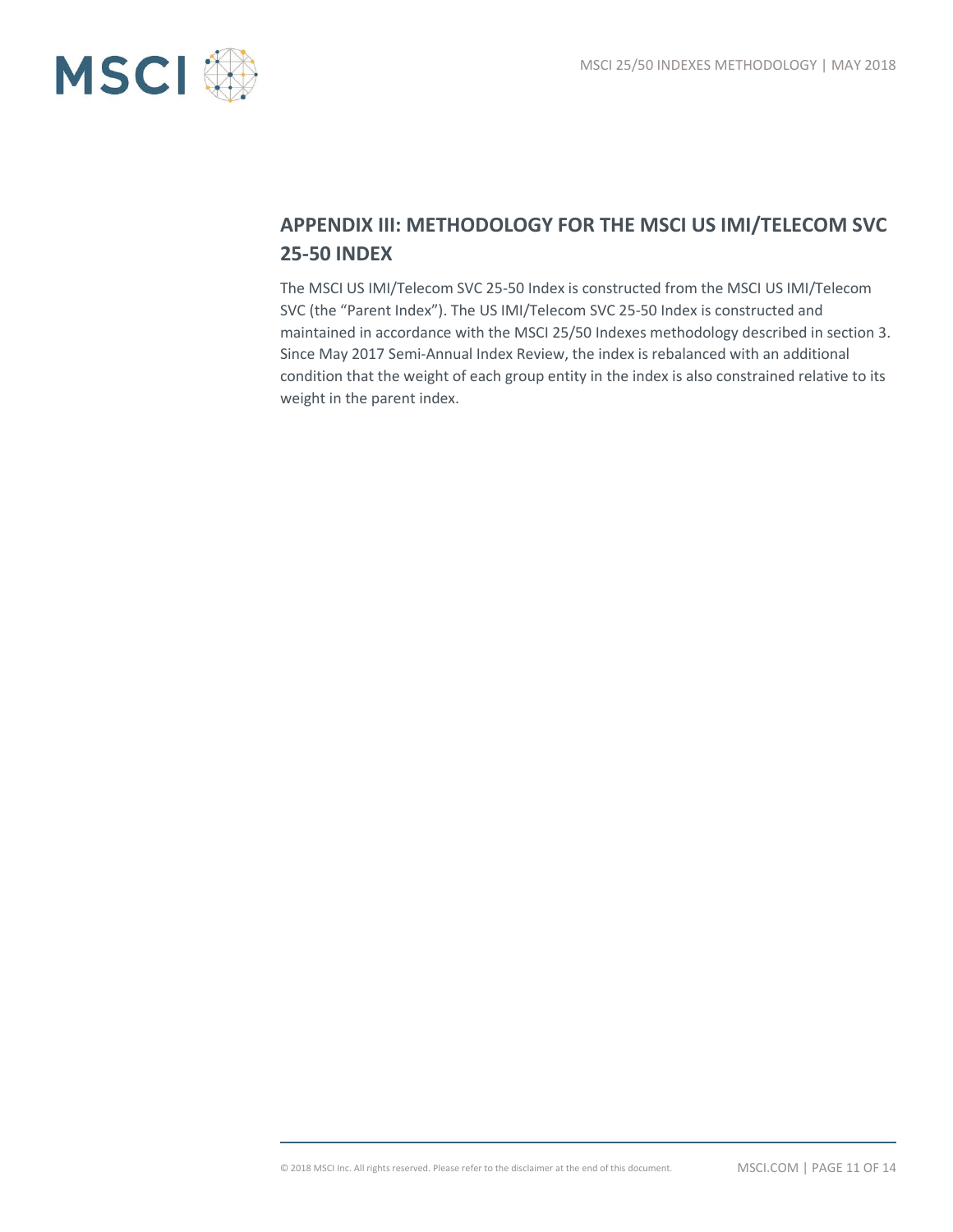## APPENDIX III: METHODOLOGY FOR THE MSCI US IMI/TELECOM SVC 25-50 INDEX

The MSCI US IMI/Telecom SVC 25-50 Index is constructed from the MSCI US IMI/Telecom SVC (the "Parent Index"). The US IMI/Telecom SVC 25-50 Index is constructed and maintained in accordance with the MSCI 25/50 Indexes methodology described in section 3. Since May 2017 Semi-Annual Index Review, the index is rebalanced with an additional condition that the weight of each group entity in the index is also constrained relative to its weight in the parent index.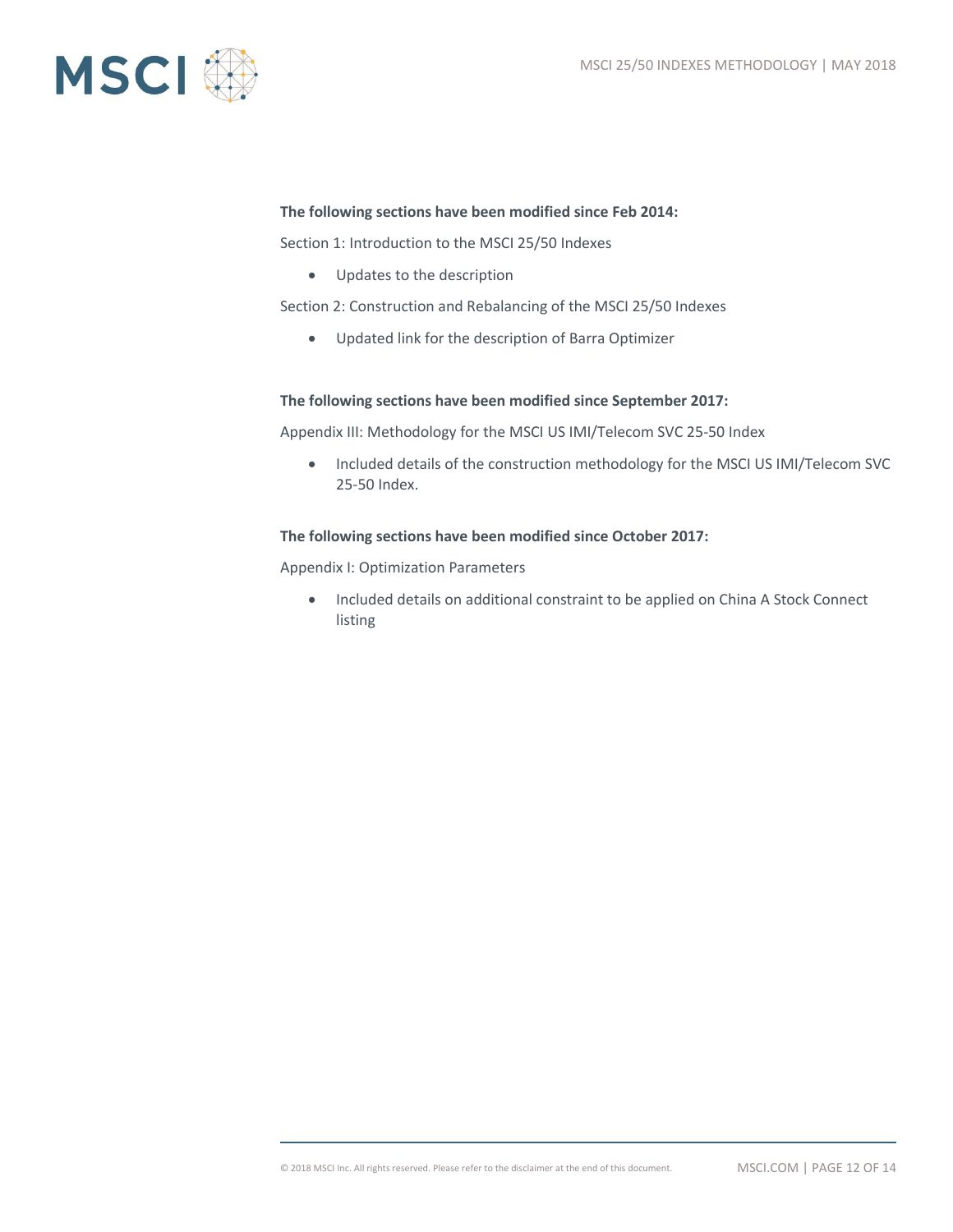**The following sections have been modified since Feb 2014:**

Section 1: Introduction to the MSCI 25/50 Indexes

- Updates to the description

Section 2: Construction and Rebalancing of the MSCI 25/50 Indexes

- Updated link for the description of Barra Optimizer

**The following sections have been modified since September 2017:**

Appendix III: Methodology for the MSCI US IMI/Telecom SVC 25-50 Index

- Included details of the construction methodology for the MSCI US IMI/Telecom SVC 25-50 Index.

**The following sections have been modified since October 2017:**

Appendix I: Optimization Parameters

- Included details on additional constraint to be applied on China A Stock Connect listing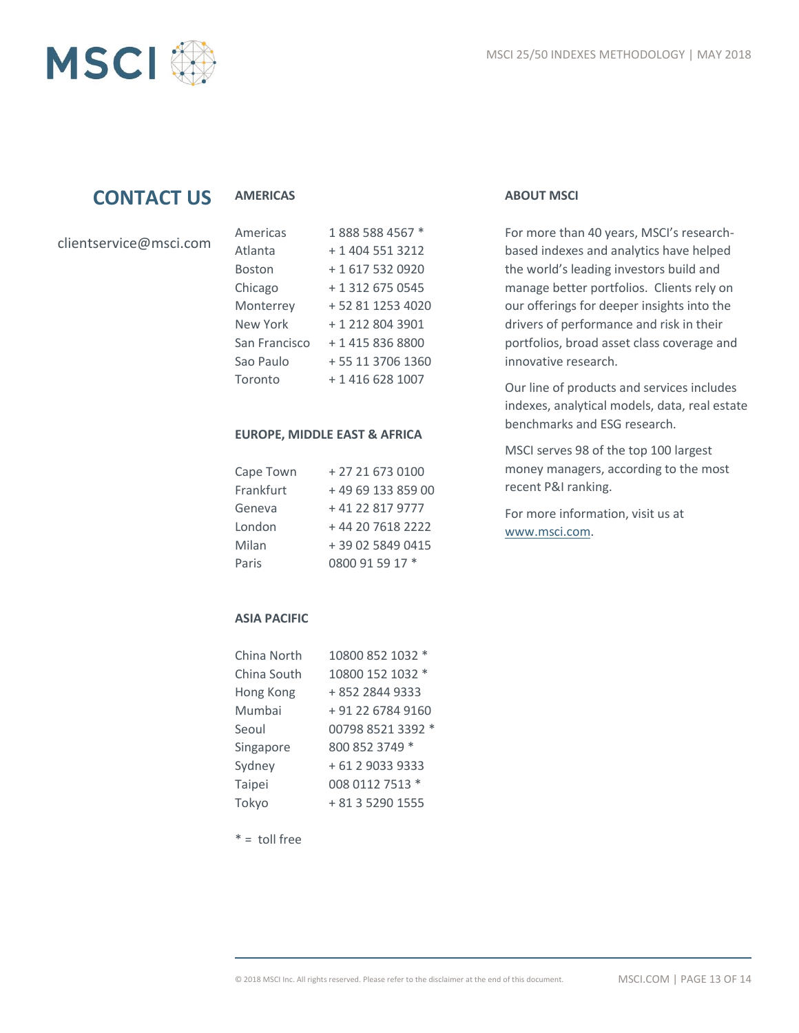## CONTACT US

clientservice@msci.com

### AMERICAS

| | |
|---|---|
| Americas | 1 888 588 4567 * |
| Atlanta | + 1 404 551 3212 |
| Boston | + 1 617 532 0920 |
| Chicago | + 1 312 675 0545 |
| Monterrey | + 52 81 1253 4020 |
| New York | + 1 212 804 3901 |
| San Francisco | + 1 415 836 8800 |
| Sao Paulo | + 55 11 3706 1360 |
| Toronto | + 1 416 628 1007 |

### EUROPE, MIDDLE EAST & AFRICA

| | |
|---|---|
| Cape Town | + 27 21 673 0100 |
| Frankfurt | + 49 69 133 859 00 |
| Geneva | + 41 22 817 9777 |
| London | + 44 20 7618 2222 |
| Milan | + 39 02 5849 0415 |
| Paris | 0800 91 59 17 * |

### ASIA PACIFIC

| | |
|---|---|
| China North | 10800 852 1032 * |
| China South | 10800 152 1032 * |
| Hong Kong | + 852 2844 9333 |
| Mumbai | + 91 22 6784 9160 |
| Seoul | 00798 8521 3392 * |
| Singapore | 800 852 3749 * |
| Sydney | + 61 2 9033 9333 |
| Taipei | 008 0112 7513 * |
| Tokyo | + 81 3 5290 1555 |

* = toll free

### ABOUT MSCI

For more than 40 years, MSCI's research-based indexes and analytics have helped the world's leading investors build and manage better portfolios. Clients rely on our offerings for deeper insights into the drivers of performance and risk in their portfolios, broad asset class coverage and innovative research.

Our line of products and services includes indexes, analytical models, data, real estate benchmarks and ESG research.

MSCI serves 98 of the top 100 largest money managers, according to the most recent P&I ranking.

For more information, visit us at www.msci.com.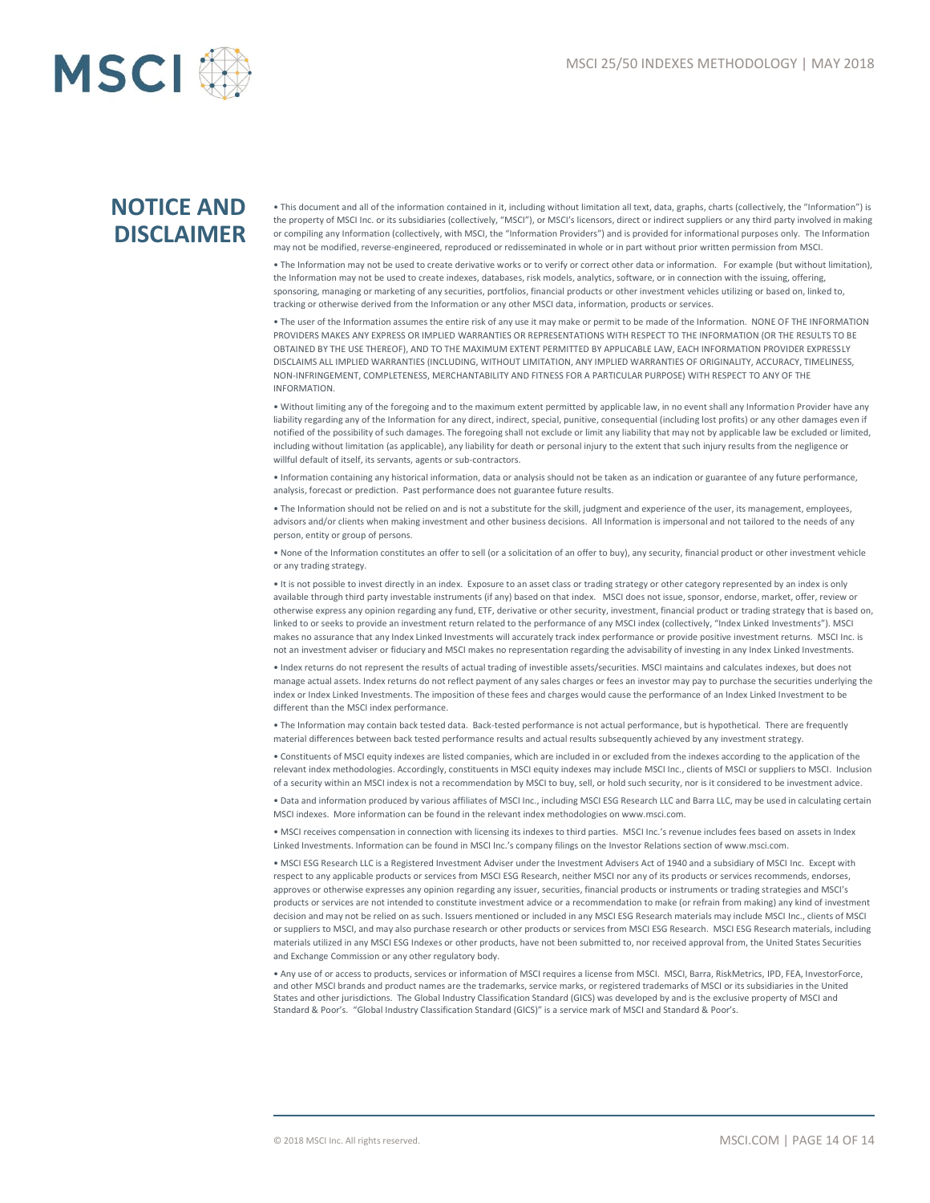# NOTICE AND DISCLAIMER

• This document and all of the information contained in it, including without limitation all text, data, graphs, charts (collectively, the "Information") is the property of MSCI Inc. or its subsidiaries (collectively, "MSCI"), or MSCI's licensors, direct or indirect suppliers or any third party involved in making or compiling any Information (collectively, with MSCI, the "Information Providers") and is provided for informational purposes only. The Information may not be modified, reverse-engineered, reproduced or redisseminated in whole or in part without prior written permission from MSCI.

• The Information may not be used to create derivative works or to verify or correct other data or information. For example (but without limitation), the Information may not be used to create indexes, databases, risk models, analytics, software, or in connection with the issuing, offering, sponsoring, managing or marketing of any securities, portfolios, financial products or other investment vehicles utilizing or based on, linked to, tracking or otherwise derived from the Information or any other MSCI data, information, products or services.

• The user of the Information assumes the entire risk of any use it may make or permit to be made of the Information. NONE OF THE INFORMATION PROVIDERS MAKES ANY EXPRESS OR IMPLIED WARRANTIES OR REPRESENTATIONS WITH RESPECT TO THE INFORMATION (OR THE RESULTS TO BE OBTAINED BY THE USE THEREOF), AND TO THE MAXIMUM EXTENT PERMITTED BY APPLICABLE LAW, EACH INFORMATION PROVIDER EXPRESSLY DISCLAIMS ALL IMPLIED WARRANTIES (INCLUDING, WITHOUT LIMITATION, ANY IMPLIED WARRANTIES OF ORIGINALITY, ACCURACY, TIMELINESS, NON-INFRINGEMENT, COMPLETENESS, MERCHANTABILITY AND FITNESS FOR A PARTICULAR PURPOSE) WITH RESPECT TO ANY OF THE INFORMATION.

• Without limiting any of the foregoing and to the maximum extent permitted by applicable law, in no event shall any Information Provider have any liability regarding any of the Information for any direct, indirect, special, punitive, consequential (including lost profits) or any other damages even if notified of the possibility of such damages. The foregoing shall not exclude or limit any liability that may not by applicable law be excluded or limited, including without limitation (as applicable), any liability for death or personal injury to the extent that such injury results from the negligence or willful default of itself, its servants, agents or sub-contractors.

• Information containing any historical information, data or analysis should not be taken as an indication or guarantee of any future performance, analysis, forecast or prediction. Past performance does not guarantee future results.

• The Information should not be relied on and is not a substitute for the skill, judgment and experience of the user, its management, employees, advisors and/or clients when making investment and other business decisions. All Information is impersonal and not tailored to the needs of any person, entity or group of persons.

• None of the Information constitutes an offer to sell (or a solicitation of an offer to buy), any security, financial product or other investment vehicle or any trading strategy.

• It is not possible to invest directly in an index. Exposure to an asset class or trading strategy or other category represented by an index is only available through third party investable instruments (if any) based on that index. MSCI does not issue, sponsor, endorse, market, offer, review or otherwise express any opinion regarding any fund, ETF, derivative or other security, investment, financial product or trading strategy that is based on, linked to or seeks to provide an investment return related to the performance of any MSCI index (collectively, "Index Linked Investments"). MSCI makes no assurance that any Index Linked Investments will accurately track index performance or provide positive investment returns. MSCI Inc. is not an investment adviser or fiduciary and MSCI makes no representation regarding the advisability of investing in any Index Linked Investments.

• Index returns do not represent the results of actual trading of investible assets/securities. MSCI maintains and calculates indexes, but does not manage actual assets. Index returns do not reflect payment of any sales charges or fees an investor may pay to purchase the securities underlying the index or Index Linked Investments. The imposition of these fees and charges would cause the performance of an Index Linked Investment to be different than the MSCI index performance.

• The Information may contain back tested data. Back-tested performance is not actual performance, but is hypothetical. There are frequently material differences between back tested performance results and actual results subsequently achieved by any investment strategy.

• Constituents of MSCI equity indexes are listed companies, which are included in or excluded from the indexes according to the application of the relevant index methodologies. Accordingly, constituents in MSCI equity indexes may include MSCI Inc., clients of MSCI or suppliers to MSCI. Inclusion of a security within an MSCI index is not a recommendation by MSCI to buy, sell, or hold such security, nor is it considered to be investment advice.

• Data and information produced by various affiliates of MSCI Inc., including MSCI ESG Research LLC and Barra LLC, may be used in calculating certain MSCI indexes. More information can be found in the relevant index methodologies on www.msci.com.

• MSCI receives compensation in connection with licensing its indexes to third parties. MSCI Inc.'s revenue includes fees based on assets in Index Linked Investments. Information can be found in MSCI Inc.'s company filings on the Investor Relations section of www.msci.com.

• MSCI ESG Research LLC is a Registered Investment Adviser under the Investment Advisers Act of 1940 and a subsidiary of MSCI Inc. Except with respect to any applicable products or services from MSCI ESG Research, neither MSCI nor any of its products or services recommends, endorses, approves or otherwise expresses any opinion regarding any issuer, securities, financial products or instruments or trading strategies and MSCI's products or services are not intended to constitute investment advice or a recommendation to make (or refrain from making) any kind of investment decision and may not be relied on as such. Issuers mentioned or included in any MSCI ESG Research materials may include MSCI Inc., clients of MSCI or suppliers to MSCI, and may also purchase research or other products or services from MSCI ESG Research. MSCI ESG Research materials, including materials utilized in any MSCI ESG Indexes or other products, have not been submitted to, nor received approval from, the United States Securities and Exchange Commission or any other regulatory body.

• Any use of or access to products, services or information of MSCI requires a license from MSCI. MSCI, Barra, RiskMetrics, IPD, FEA, InvestorForce, and other MSCI brands and product names are the trademarks, service marks, or registered trademarks of MSCI or its subsidiaries in the United States and other jurisdictions. The Global Industry Classification Standard (GICS) was developed by and is the exclusive property of MSCI and Standard & Poor's. "Global Industry Classification Standard (GICS)" is a service mark of MSCI and Standard & Poor's.

© 2018 MSCI Inc. All rights reserved.